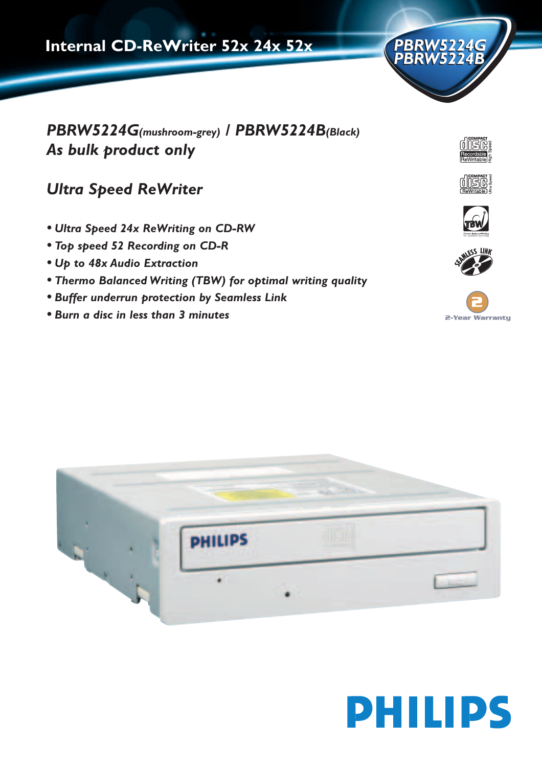# Internal CD-ReWriter 52x 24x 52x

**PBRW5224G**
**PBRW5224B**

## *PBRW5224G(mushroom-grey) / PBRW5224B(Black)*
## *As bulk product only*

## *Ultra Speed ReWriter*

- *Ultra Speed 24x ReWriting on CD-RW*
- *Top speed 52 Recording on CD-R*
- *Up to 48x Audio Extraction*
- *Thermo Balanced Writing (TBW) for optimal writing quality*
- *Buffer underrun protection by Seamless Link*
- *Burn a disc in less than 3 minutes*

2-Year Warranty

PHILIPS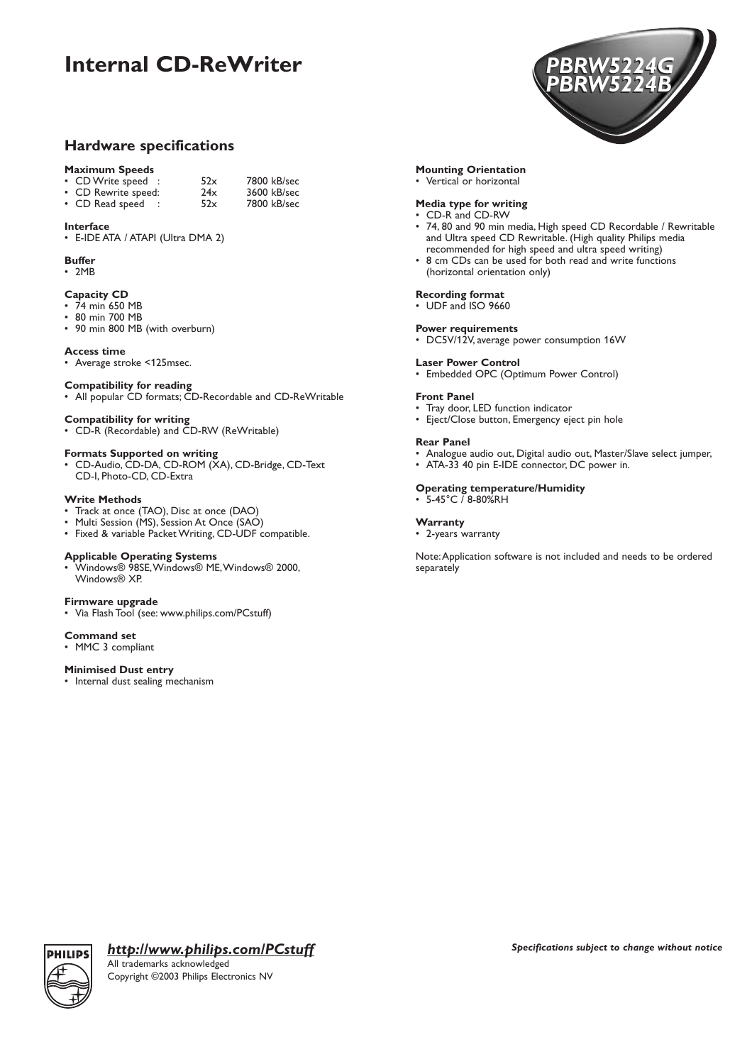# Internal CD-ReWriter

**PBRW5224G**
**PBRW5224B**

## Hardware specifications

**Maximum Speeds**

| | | |
|---|---|---|
| • CD Write speed : | 52x | 7800 kB/sec |
| • CD Rewrite speed: | 24x | 3600 kB/sec |
| • CD Read speed : | 52x | 7800 kB/sec |

**Interface**
- E-IDE ATA / ATAPI (Ultra DMA 2)

**Buffer**
- 2MB

**Capacity CD**
- 74 min 650 MB
- 80 min 700 MB
- 90 min 800 MB (with overburn)

**Access time**
- Average stroke <125msec.

**Compatibility for reading**
- All popular CD formats; CD-Recordable and CD-ReWritable

**Compatibility for writing**
- CD-R (Recordable) and CD-RW (ReWritable)

**Formats Supported on writing**
- CD-Audio, CD-DA, CD-ROM (XA), CD-Bridge, CD-Text CD-I, Photo-CD, CD-Extra

**Write Methods**
- Track at once (TAO), Disc at once (DAO)
- Multi Session (MS), Session At Once (SAO)
- Fixed & variable Packet Writing, CD-UDF compatible.

**Applicable Operating Systems**
- Windows® 98SE, Windows® ME, Windows® 2000, Windows® XP.

**Firmware upgrade**
- Via Flash Tool (see: www.philips.com/PCstuff)

**Command set**
- MMC 3 compliant

**Minimised Dust entry**
- Internal dust sealing mechanism

**Mounting Orientation**
- Vertical or horizontal

**Media type for writing**
- CD-R and CD-RW
- 74, 80 and 90 min media, High speed CD Recordable / Rewritable and Ultra speed CD Rewritable. (High quality Philips media recommended for high speed and ultra speed writing)
- 8 cm CDs can be used for both read and write functions (horizontal orientation only)

**Recording format**
- UDF and ISO 9660

**Power requirements**
- DC5V/12V, average power consumption 16W

**Laser Power Control**
- Embedded OPC (Optimum Power Control)

**Front Panel**
- Tray door, LED function indicator
- Eject/Close button, Emergency eject pin hole

**Rear Panel**
- Analogue audio out, Digital audio out, Master/Slave select jumper,
- ATA-33 40 pin E-IDE connector, DC power in.

**Operating temperature/Humidity**
- 5-45°C / 8-80%RH

**Warranty**
- 2-years warranty

Note: Application software is not included and needs to be ordered separately

***http://www.philips.com/PCstuff***

All trademarks acknowledged
Copyright ©2003 Philips Electronics NV

***Specifications subject to change without notice***